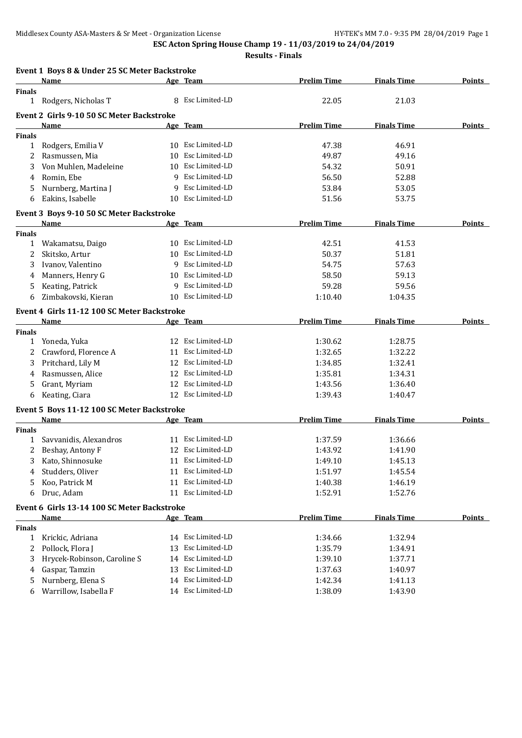# ESC Acton Spring House Champ 19 - 11/03/2019 to 24/04/2019

**Results - Finals**

### Event 1 Boys 8 & Under 25 SC Meter Backstroke

| | Name | Age | Team | Prelim Time | Finals Time | Points |
|---|---|---|---|---|---|---|
| **Finals** | | | | | | |
| 1 | Rodgers, Nicholas T | 8 | Esc Limited-LD | 22.05 | 21.03 | |

### Event 2 Girls 9-10 50 SC Meter Backstroke

| | Name | Age | Team | Prelim Time | Finals Time | Points |
|---|---|---|---|---|---|---|
| **Finals** | | | | | | |
| 1 | Rodgers, Emilia V | 10 | Esc Limited-LD | 47.38 | 46.91 | |
| 2 | Rasmussen, Mia | 10 | Esc Limited-LD | 49.87 | 49.16 | |
| 3 | Von Muhlen, Madeleine | 10 | Esc Limited-LD | 54.32 | 50.91 | |
| 4 | Romin, Ebe | 9 | Esc Limited-LD | 56.50 | 52.88 | |
| 5 | Nurnberg, Martina J | 9 | Esc Limited-LD | 53.84 | 53.05 | |
| 6 | Eakins, Isabelle | 10 | Esc Limited-LD | 51.56 | 53.75 | |

### Event 3 Boys 9-10 50 SC Meter Backstroke

| | Name | Age | Team | Prelim Time | Finals Time | Points |
|---|---|---|---|---|---|---|
| **Finals** | | | | | | |
| 1 | Wakamatsu, Daigo | 10 | Esc Limited-LD | 42.51 | 41.53 | |
| 2 | Skitsko, Artur | 10 | Esc Limited-LD | 50.37 | 51.81 | |
| 3 | Ivanov, Valentino | 9 | Esc Limited-LD | 54.75 | 57.63 | |
| 4 | Manners, Henry G | 10 | Esc Limited-LD | 58.50 | 59.13 | |
| 5 | Keating, Patrick | 9 | Esc Limited-LD | 59.28 | 59.56 | |
| 6 | Zimbakovski, Kieran | 10 | Esc Limited-LD | 1:10.40 | 1:04.35 | |

### Event 4 Girls 11-12 100 SC Meter Backstroke

| | Name | Age | Team | Prelim Time | Finals Time | Points |
|---|---|---|---|---|---|---|
| **Finals** | | | | | | |
| 1 | Yoneda, Yuka | 12 | Esc Limited-LD | 1:30.62 | 1:28.75 | |
| 2 | Crawford, Florence A | 11 | Esc Limited-LD | 1:32.65 | 1:32.22 | |
| 3 | Pritchard, Lily M | 12 | Esc Limited-LD | 1:34.85 | 1:32.41 | |
| 4 | Rasmussen, Alice | 12 | Esc Limited-LD | 1:35.81 | 1:34.31 | |
| 5 | Grant, Myriam | 12 | Esc Limited-LD | 1:43.56 | 1:36.40 | |
| 6 | Keating, Ciara | 12 | Esc Limited-LD | 1:39.43 | 1:40.47 | |

### Event 5 Boys 11-12 100 SC Meter Backstroke

| | Name | Age | Team | Prelim Time | Finals Time | Points |
|---|---|---|---|---|---|---|
| **Finals** | | | | | | |
| 1 | Savvanidis, Alexandros | 11 | Esc Limited-LD | 1:37.59 | 1:36.66 | |
| 2 | Beshay, Antony F | 12 | Esc Limited-LD | 1:43.92 | 1:41.90 | |
| 3 | Kato, Shinnosuke | 11 | Esc Limited-LD | 1:49.10 | 1:45.13 | |
| 4 | Studders, Oliver | 11 | Esc Limited-LD | 1:51.97 | 1:45.54 | |
| 5 | Koo, Patrick M | 11 | Esc Limited-LD | 1:40.38 | 1:46.19 | |
| 6 | Druc, Adam | 11 | Esc Limited-LD | 1:52.91 | 1:52.76 | |

### Event 6 Girls 13-14 100 SC Meter Backstroke

| | Name | Age | Team | Prelim Time | Finals Time | Points |
|---|---|---|---|---|---|---|
| **Finals** | | | | | | |
| 1 | Krickic, Adriana | 14 | Esc Limited-LD | 1:34.66 | 1:32.94 | |
| 2 | Pollock, Flora J | 13 | Esc Limited-LD | 1:35.79 | 1:34.91 | |
| 3 | Hrycek-Robinson, Caroline S | 14 | Esc Limited-LD | 1:39.10 | 1:37.71 | |
| 4 | Gaspar, Tamzin | 13 | Esc Limited-LD | 1:37.63 | 1:40.97 | |
| 5 | Nurnberg, Elena S | 14 | Esc Limited-LD | 1:42.34 | 1:41.13 | |
| 6 | Warrillow, Isabella F | 14 | Esc Limited-LD | 1:38.09 | 1:43.90 | |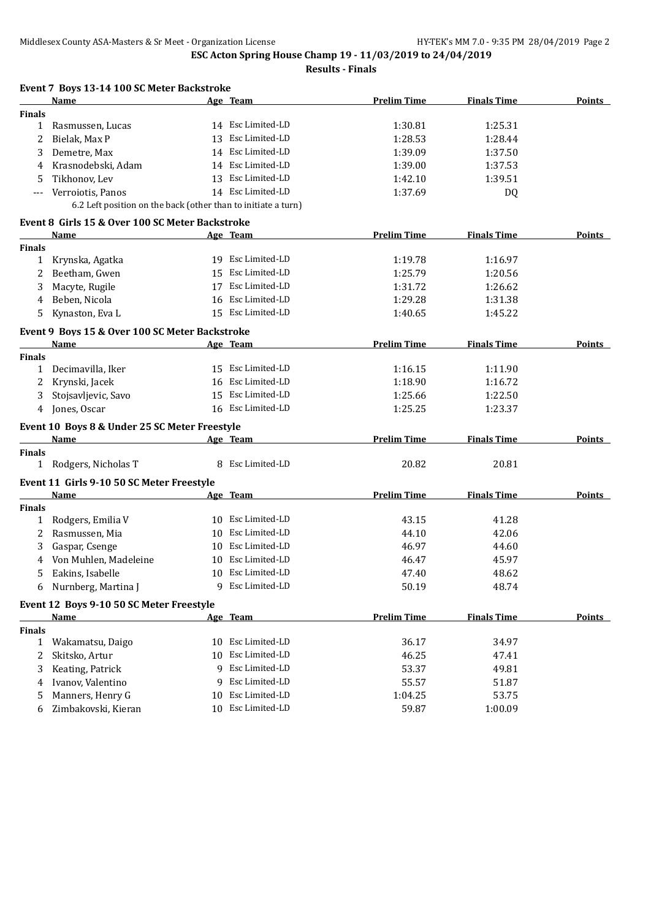**ESC Acton Spring House Champ 19 - 11/03/2019 to 24/04/2019**

**Results - Finals**

### Event 7 Boys 13-14 100 SC Meter Backstroke

| | Name | Age | Team | Prelim Time | Finals Time | Points |
|---|---|---|---|---|---|---|
| **Finals** | | | | | | |
| 1 | Rasmussen, Lucas | 14 | Esc Limited-LD | 1:30.81 | 1:25.31 | |
| 2 | Bielak, Max P | 13 | Esc Limited-LD | 1:28.53 | 1:28.44 | |
| 3 | Demetre, Max | 14 | Esc Limited-LD | 1:39.09 | 1:37.50 | |
| 4 | Krasnodebski, Adam | 14 | Esc Limited-LD | 1:39.00 | 1:37.53 | |
| 5 | Tikhonov, Lev | 13 | Esc Limited-LD | 1:42.10 | 1:39.51 | |
| --- | Verroiotis, Panos | 14 | Esc Limited-LD | 1:37.69 | DQ | |
| | 6.2 Left position on the back (other than to initiate a turn) | | | | | |

### Event 8 Girls 15 & Over 100 SC Meter Backstroke

| | Name | Age | Team | Prelim Time | Finals Time | Points |
|---|---|---|---|---|---|---|
| **Finals** | | | | | | |
| 1 | Krynska, Agatka | 19 | Esc Limited-LD | 1:19.78 | 1:16.97 | |
| 2 | Beetham, Gwen | 15 | Esc Limited-LD | 1:25.79 | 1:20.56 | |
| 3 | Macyte, Rugile | 17 | Esc Limited-LD | 1:31.72 | 1:26.62 | |
| 4 | Beben, Nicola | 16 | Esc Limited-LD | 1:29.28 | 1:31.38 | |
| 5 | Kynaston, Eva L | 15 | Esc Limited-LD | 1:40.65 | 1:45.22 | |

### Event 9 Boys 15 & Over 100 SC Meter Backstroke

| | Name | Age | Team | Prelim Time | Finals Time | Points |
|---|---|---|---|---|---|---|
| **Finals** | | | | | | |
| 1 | Decimavilla, Iker | 15 | Esc Limited-LD | 1:16.15 | 1:11.90 | |
| 2 | Krynski, Jacek | 16 | Esc Limited-LD | 1:18.90 | 1:16.72 | |
| 3 | Stojsavljevic, Savo | 15 | Esc Limited-LD | 1:25.66 | 1:22.50 | |
| 4 | Jones, Oscar | 16 | Esc Limited-LD | 1:25.25 | 1:23.37 | |

### Event 10 Boys 8 & Under 25 SC Meter Freestyle

| | Name | Age | Team | Prelim Time | Finals Time | Points |
|---|---|---|---|---|---|---|
| **Finals** | | | | | | |
| 1 | Rodgers, Nicholas T | 8 | Esc Limited-LD | 20.82 | 20.81 | |

### Event 11 Girls 9-10 50 SC Meter Freestyle

| | Name | Age | Team | Prelim Time | Finals Time | Points |
|---|---|---|---|---|---|---|
| **Finals** | | | | | | |
| 1 | Rodgers, Emilia V | 10 | Esc Limited-LD | 43.15 | 41.28 | |
| 2 | Rasmussen, Mia | 10 | Esc Limited-LD | 44.10 | 42.06 | |
| 3 | Gaspar, Csenge | 10 | Esc Limited-LD | 46.97 | 44.60 | |
| 4 | Von Muhlen, Madeleine | 10 | Esc Limited-LD | 46.47 | 45.97 | |
| 5 | Eakins, Isabelle | 10 | Esc Limited-LD | 47.40 | 48.62 | |
| 6 | Nurnberg, Martina J | 9 | Esc Limited-LD | 50.19 | 48.74 | |

### Event 12 Boys 9-10 50 SC Meter Freestyle

| | Name | Age | Team | Prelim Time | Finals Time | Points |
|---|---|---|---|---|---|---|
| **Finals** | | | | | | |
| 1 | Wakamatsu, Daigo | 10 | Esc Limited-LD | 36.17 | 34.97 | |
| 2 | Skitsko, Artur | 10 | Esc Limited-LD | 46.25 | 47.41 | |
| 3 | Keating, Patrick | 9 | Esc Limited-LD | 53.37 | 49.81 | |
| 4 | Ivanov, Valentino | 9 | Esc Limited-LD | 55.57 | 51.87 | |
| 5 | Manners, Henry G | 10 | Esc Limited-LD | 1:04.25 | 53.75 | |
| 6 | Zimbakovski, Kieran | 10 | Esc Limited-LD | 59.87 | 1:00.09 | |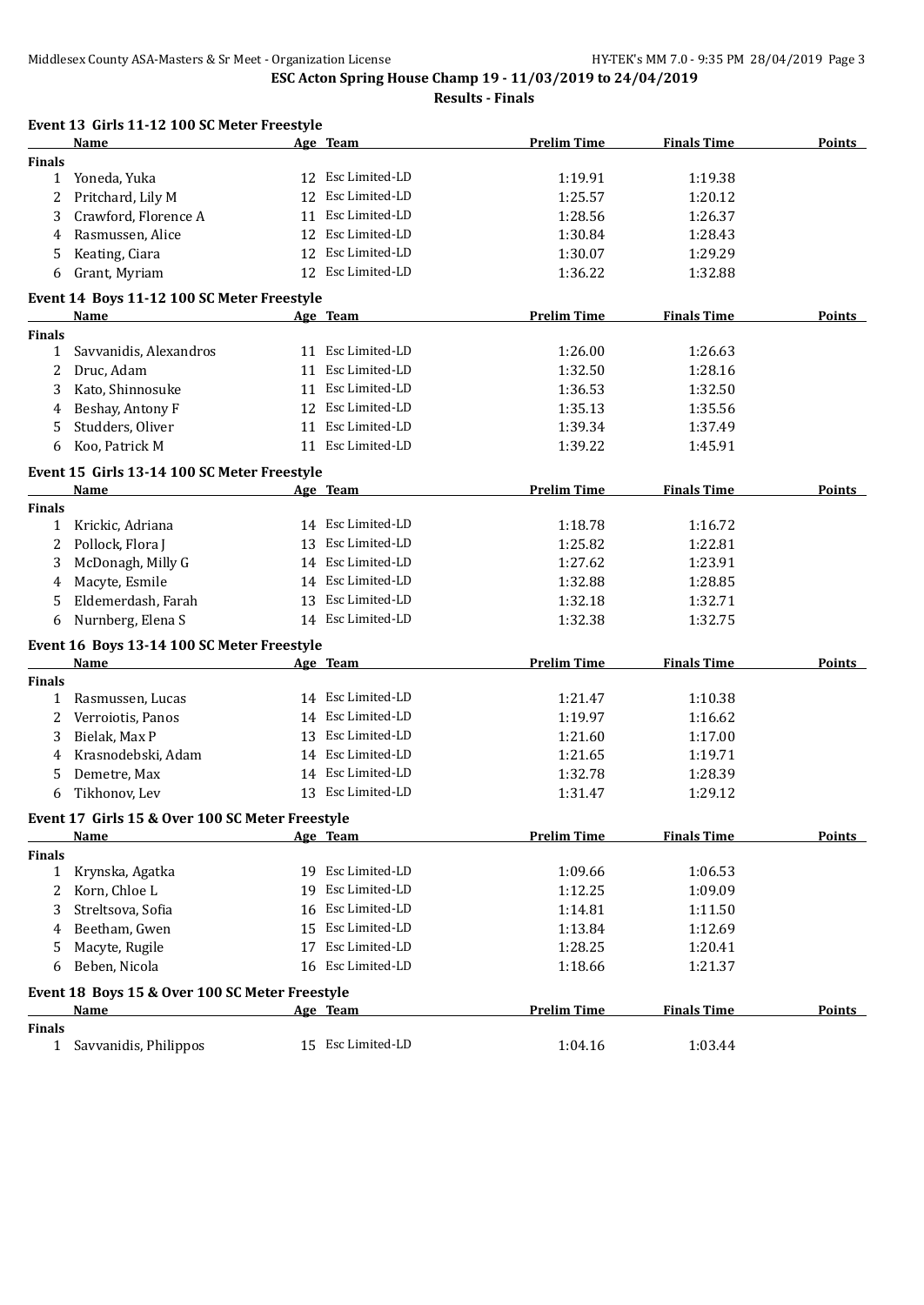ESC Acton Spring House Champ 19 - 11/03/2019 to 24/04/2019

Results - Finals

### Event 13 Girls 11-12 100 SC Meter Freestyle

| | Name | Age | Team | Prelim Time | Finals Time | Points |
|---|---|---|---|---|---|---|
| **Finals** | | | | | | |
| 1 | Yoneda, Yuka | 12 | Esc Limited-LD | 1:19.91 | 1:19.38 | |
| 2 | Pritchard, Lily M | 12 | Esc Limited-LD | 1:25.57 | 1:20.12 | |
| 3 | Crawford, Florence A | 11 | Esc Limited-LD | 1:28.56 | 1:26.37 | |
| 4 | Rasmussen, Alice | 12 | Esc Limited-LD | 1:30.84 | 1:28.43 | |
| 5 | Keating, Ciara | 12 | Esc Limited-LD | 1:30.07 | 1:29.29 | |
| 6 | Grant, Myriam | 12 | Esc Limited-LD | 1:36.22 | 1:32.88 | |

### Event 14 Boys 11-12 100 SC Meter Freestyle

| | Name | Age | Team | Prelim Time | Finals Time | Points |
|---|---|---|---|---|---|---|
| **Finals** | | | | | | |
| 1 | Savvanidis, Alexandros | 11 | Esc Limited-LD | 1:26.00 | 1:26.63 | |
| 2 | Druc, Adam | 11 | Esc Limited-LD | 1:32.50 | 1:28.16 | |
| 3 | Kato, Shinnosuke | 11 | Esc Limited-LD | 1:36.53 | 1:32.50 | |
| 4 | Beshay, Antony F | 12 | Esc Limited-LD | 1:35.13 | 1:35.56 | |
| 5 | Studders, Oliver | 11 | Esc Limited-LD | 1:39.34 | 1:37.49 | |
| 6 | Koo, Patrick M | 11 | Esc Limited-LD | 1:39.22 | 1:45.91 | |

### Event 15 Girls 13-14 100 SC Meter Freestyle

| | Name | Age | Team | Prelim Time | Finals Time | Points |
|---|---|---|---|---|---|---|
| **Finals** | | | | | | |
| 1 | Krickic, Adriana | 14 | Esc Limited-LD | 1:18.78 | 1:16.72 | |
| 2 | Pollock, Flora J | 13 | Esc Limited-LD | 1:25.82 | 1:22.81 | |
| 3 | McDonagh, Milly G | 14 | Esc Limited-LD | 1:27.62 | 1:23.91 | |
| 4 | Macyte, Esmile | 14 | Esc Limited-LD | 1:32.88 | 1:28.85 | |
| 5 | Eldemerdash, Farah | 13 | Esc Limited-LD | 1:32.18 | 1:32.71 | |
| 6 | Nurnberg, Elena S | 14 | Esc Limited-LD | 1:32.38 | 1:32.75 | |

### Event 16 Boys 13-14 100 SC Meter Freestyle

| | Name | Age | Team | Prelim Time | Finals Time | Points |
|---|---|---|---|---|---|---|
| **Finals** | | | | | | |
| 1 | Rasmussen, Lucas | 14 | Esc Limited-LD | 1:21.47 | 1:10.38 | |
| 2 | Verroiotis, Panos | 14 | Esc Limited-LD | 1:19.97 | 1:16.62 | |
| 3 | Bielak, Max P | 13 | Esc Limited-LD | 1:21.60 | 1:17.00 | |
| 4 | Krasnodebski, Adam | 14 | Esc Limited-LD | 1:21.65 | 1:19.71 | |
| 5 | Demetre, Max | 14 | Esc Limited-LD | 1:32.78 | 1:28.39 | |
| 6 | Tikhonov, Lev | 13 | Esc Limited-LD | 1:31.47 | 1:29.12 | |

### Event 17 Girls 15 & Over 100 SC Meter Freestyle

| | Name | Age | Team | Prelim Time | Finals Time | Points |
|---|---|---|---|---|---|---|
| **Finals** | | | | | | |
| 1 | Krynska, Agatka | 19 | Esc Limited-LD | 1:09.66 | 1:06.53 | |
| 2 | Korn, Chloe L | 19 | Esc Limited-LD | 1:12.25 | 1:09.09 | |
| 3 | Streltsova, Sofia | 16 | Esc Limited-LD | 1:14.81 | 1:11.50 | |
| 4 | Beetham, Gwen | 15 | Esc Limited-LD | 1:13.84 | 1:12.69 | |
| 5 | Macyte, Rugile | 17 | Esc Limited-LD | 1:28.25 | 1:20.41 | |
| 6 | Beben, Nicola | 16 | Esc Limited-LD | 1:18.66 | 1:21.37 | |

### Event 18 Boys 15 & Over 100 SC Meter Freestyle

| | Name | Age | Team | Prelim Time | Finals Time | Points |
|---|---|---|---|---|---|---|
| **Finals** | | | | | | |
| 1 | Savvanidis, Philippos | 15 | Esc Limited-LD | 1:04.16 | 1:03.44 | |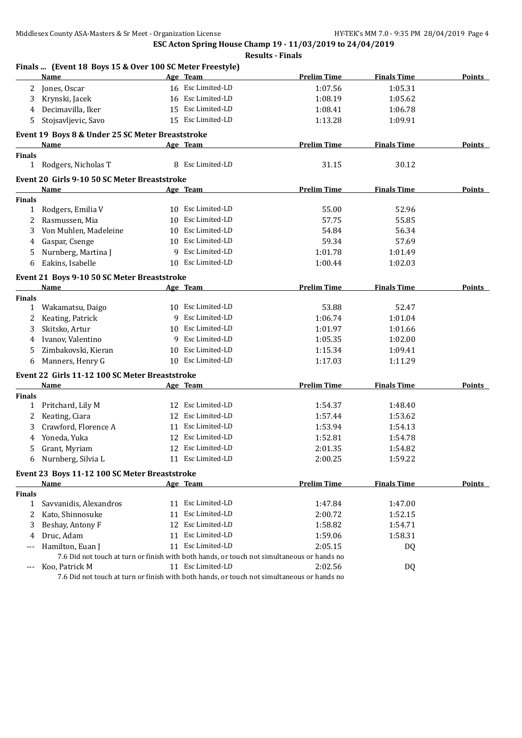## Finals ... (Event 18 Boys 15 & Over 100 SC Meter Freestyle)

| | Name | Age | Team | Prelim Time | Finals Time | Points |
|---|---|---|---|---|---|---|
| 2 | Jones, Oscar | 16 | Esc Limited-LD | 1:07.56 | 1:05.31 | |
| 3 | Krynski, Jacek | 16 | Esc Limited-LD | 1:08.19 | 1:05.62 | |
| 4 | Decimavilla, Iker | 15 | Esc Limited-LD | 1:08.41 | 1:06.78 | |
| 5 | Stojsavljevic, Savo | 15 | Esc Limited-LD | 1:13.28 | 1:09.91 | |

## Event 19 Boys 8 & Under 25 SC Meter Breaststroke

| | Name | Age | Team | Prelim Time | Finals Time | Points |
|---|---|---|---|---|---|---|
| **Finals** | | | | | | |
| 1 | Rodgers, Nicholas T | 8 | Esc Limited-LD | 31.15 | 30.12 | |

## Event 20 Girls 9-10 50 SC Meter Breaststroke

| | Name | Age | Team | Prelim Time | Finals Time | Points |
|---|---|---|---|---|---|---|
| **Finals** | | | | | | |
| 1 | Rodgers, Emilia V | 10 | Esc Limited-LD | 55.00 | 52.96 | |
| 2 | Rasmussen, Mia | 10 | Esc Limited-LD | 57.75 | 55.85 | |
| 3 | Von Muhlen, Madeleine | 10 | Esc Limited-LD | 54.84 | 56.34 | |
| 4 | Gaspar, Csenge | 10 | Esc Limited-LD | 59.34 | 57.69 | |
| 5 | Nurnberg, Martina J | 9 | Esc Limited-LD | 1:01.78 | 1:01.49 | |
| 6 | Eakins, Isabelle | 10 | Esc Limited-LD | 1:00.44 | 1:02.03 | |

## Event 21 Boys 9-10 50 SC Meter Breaststroke

| | Name | Age | Team | Prelim Time | Finals Time | Points |
|---|---|---|---|---|---|---|
| **Finals** | | | | | | |
| 1 | Wakamatsu, Daigo | 10 | Esc Limited-LD | 53.88 | 52.47 | |
| 2 | Keating, Patrick | 9 | Esc Limited-LD | 1:06.74 | 1:01.04 | |
| 3 | Skitsko, Artur | 10 | Esc Limited-LD | 1:01.97 | 1:01.66 | |
| 4 | Ivanov, Valentino | 9 | Esc Limited-LD | 1:05.35 | 1:02.00 | |
| 5 | Zimbakovski, Kieran | 10 | Esc Limited-LD | 1:15.34 | 1:09.41 | |
| 6 | Manners, Henry G | 10 | Esc Limited-LD | 1:17.03 | 1:11.29 | |

## Event 22 Girls 11-12 100 SC Meter Breaststroke

| | Name | Age | Team | Prelim Time | Finals Time | Points |
|---|---|---|---|---|---|---|
| **Finals** | | | | | | |
| 1 | Pritchard, Lily M | 12 | Esc Limited-LD | 1:54.37 | 1:48.40 | |
| 2 | Keating, Ciara | 12 | Esc Limited-LD | 1:57.44 | 1:53.62 | |
| 3 | Crawford, Florence A | 11 | Esc Limited-LD | 1:53.94 | 1:54.13 | |
| 4 | Yoneda, Yuka | 12 | Esc Limited-LD | 1:52.81 | 1:54.78 | |
| 5 | Grant, Myriam | 12 | Esc Limited-LD | 2:01.35 | 1:54.82 | |
| 6 | Nurnberg, Silvia L | 11 | Esc Limited-LD | 2:00.25 | 1:59.22 | |

## Event 23 Boys 11-12 100 SC Meter Breaststroke

| | Name | Age | Team | Prelim Time | Finals Time | Points |
|---|---|---|---|---|---|---|
| **Finals** | | | | | | |
| 1 | Savvanidis, Alexandros | 11 | Esc Limited-LD | 1:47.84 | 1:47.00 | |
| 2 | Kato, Shinnosuke | 11 | Esc Limited-LD | 2:00.72 | 1:52.15 | |
| 3 | Beshay, Antony F | 12 | Esc Limited-LD | 1:58.82 | 1:54.71 | |
| 4 | Druc, Adam | 11 | Esc Limited-LD | 1:59.06 | 1:58.31 | |
| --- | Hamilton, Euan J | 11 | Esc Limited-LD | 2:05.15 | DQ | |
| | 7.6 Did not touch at turn or finish with both hands, or touch not simultaneous or hands no | | | | | |
| --- | Koo, Patrick M | 11 | Esc Limited-LD | 2:02.56 | DQ | |
| | 7.6 Did not touch at turn or finish with both hands, or touch not simultaneous or hands no | | | | | |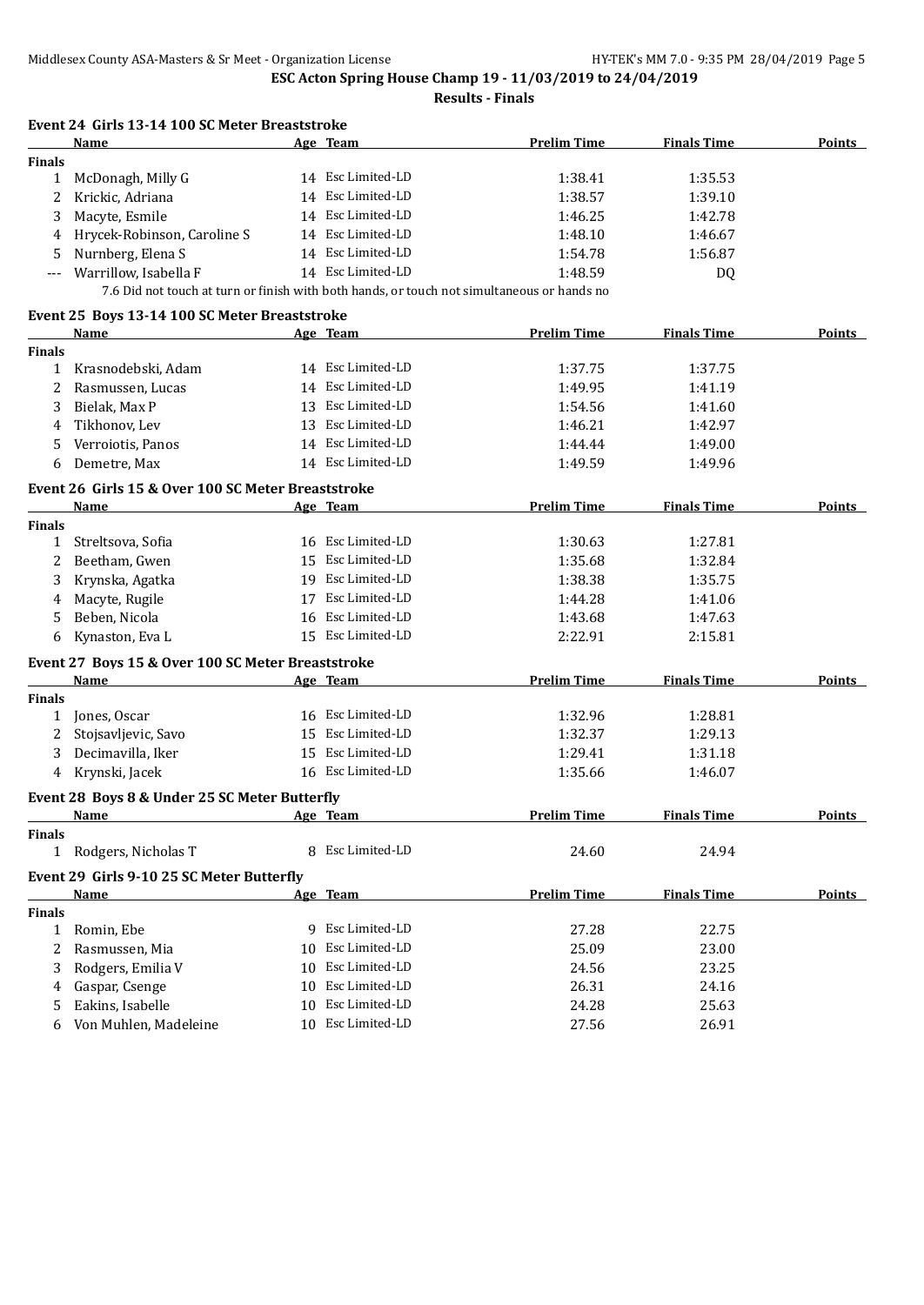## ESC Acton Spring House Champ 19 - 11/03/2019 to 24/04/2019

### Results - Finals

#### Event 24 Girls 13-14 100 SC Meter Breaststroke

| | Name | Age | Team | Prelim Time | Finals Time | Points |
|---|---|---|---|---|---|---|
| **Finals** | | | | | | |
| 1 | McDonagh, Milly G | 14 | Esc Limited-LD | 1:38.41 | 1:35.53 | |
| 2 | Krickic, Adriana | 14 | Esc Limited-LD | 1:38.57 | 1:39.10 | |
| 3 | Macyte, Esmile | 14 | Esc Limited-LD | 1:46.25 | 1:42.78 | |
| 4 | Hrycek-Robinson, Caroline S | 14 | Esc Limited-LD | 1:48.10 | 1:46.67 | |
| 5 | Nurnberg, Elena S | 14 | Esc Limited-LD | 1:54.78 | 1:56.87 | |
| --- | Warrillow, Isabella F | 14 | Esc Limited-LD | 1:48.59 | DQ | |

7.6 Did not touch at turn or finish with both hands, or touch not simultaneous or hands no

#### Event 25 Boys 13-14 100 SC Meter Breaststroke

| | Name | Age | Team | Prelim Time | Finals Time | Points |
|---|---|---|---|---|---|---|
| **Finals** | | | | | | |
| 1 | Krasnodebski, Adam | 14 | Esc Limited-LD | 1:37.75 | 1:37.75 | |
| 2 | Rasmussen, Lucas | 14 | Esc Limited-LD | 1:49.95 | 1:41.19 | |
| 3 | Bielak, Max P | 13 | Esc Limited-LD | 1:54.56 | 1:41.60 | |
| 4 | Tikhonov, Lev | 13 | Esc Limited-LD | 1:46.21 | 1:42.97 | |
| 5 | Verroiotis, Panos | 14 | Esc Limited-LD | 1:44.44 | 1:49.00 | |
| 6 | Demetre, Max | 14 | Esc Limited-LD | 1:49.59 | 1:49.96 | |

#### Event 26 Girls 15 & Over 100 SC Meter Breaststroke

| | Name | Age | Team | Prelim Time | Finals Time | Points |
|---|---|---|---|---|---|---|
| **Finals** | | | | | | |
| 1 | Streltsova, Sofia | 16 | Esc Limited-LD | 1:30.63 | 1:27.81 | |
| 2 | Beetham, Gwen | 15 | Esc Limited-LD | 1:35.68 | 1:32.84 | |
| 3 | Krynska, Agatka | 19 | Esc Limited-LD | 1:38.38 | 1:35.75 | |
| 4 | Macyte, Rugile | 17 | Esc Limited-LD | 1:44.28 | 1:41.06 | |
| 5 | Beben, Nicola | 16 | Esc Limited-LD | 1:43.68 | 1:47.63 | |
| 6 | Kynaston, Eva L | 15 | Esc Limited-LD | 2:22.91 | 2:15.81 | |

#### Event 27 Boys 15 & Over 100 SC Meter Breaststroke

| | Name | Age | Team | Prelim Time | Finals Time | Points |
|---|---|---|---|---|---|---|
| **Finals** | | | | | | |
| 1 | Jones, Oscar | 16 | Esc Limited-LD | 1:32.96 | 1:28.81 | |
| 2 | Stojsavljevic, Savo | 15 | Esc Limited-LD | 1:32.37 | 1:29.13 | |
| 3 | Decimavilla, Iker | 15 | Esc Limited-LD | 1:29.41 | 1:31.18 | |
| 4 | Krynski, Jacek | 16 | Esc Limited-LD | 1:35.66 | 1:46.07 | |

#### Event 28 Boys 8 & Under 25 SC Meter Butterfly

| | Name | Age | Team | Prelim Time | Finals Time | Points |
|---|---|---|---|---|---|---|
| **Finals** | | | | | | |
| 1 | Rodgers, Nicholas T | 8 | Esc Limited-LD | 24.60 | 24.94 | |

#### Event 29 Girls 9-10 25 SC Meter Butterfly

| | Name | Age | Team | Prelim Time | Finals Time | Points |
|---|---|---|---|---|---|---|
| **Finals** | | | | | | |
| 1 | Romin, Ebe | 9 | Esc Limited-LD | 27.28 | 22.75 | |
| 2 | Rasmussen, Mia | 10 | Esc Limited-LD | 25.09 | 23.00 | |
| 3 | Rodgers, Emilia V | 10 | Esc Limited-LD | 24.56 | 23.25 | |
| 4 | Gaspar, Csenge | 10 | Esc Limited-LD | 26.31 | 24.16 | |
| 5 | Eakins, Isabelle | 10 | Esc Limited-LD | 24.28 | 25.63 | |
| 6 | Von Muhlen, Madeleine | 10 | Esc Limited-LD | 27.56 | 26.91 | |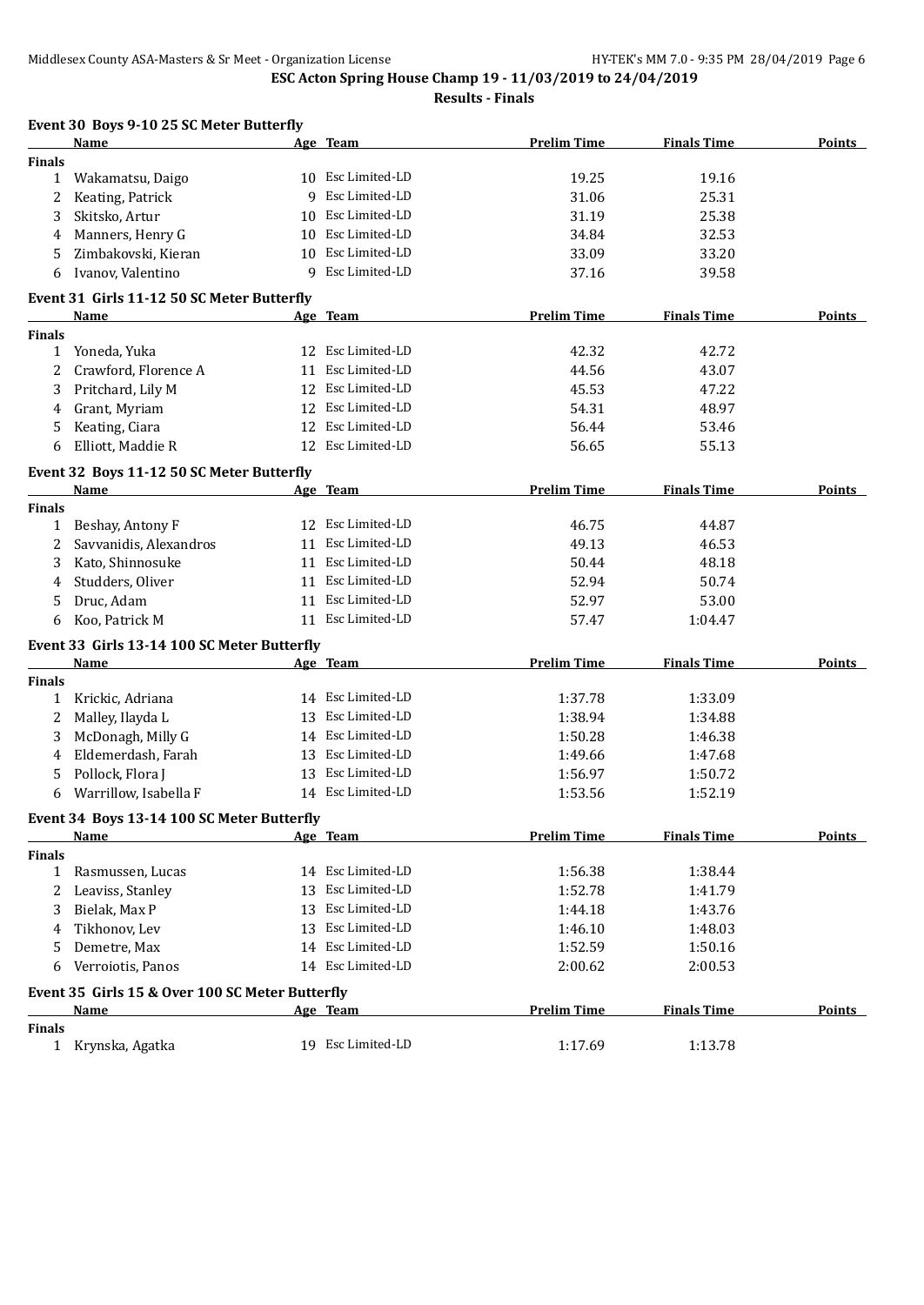**ESC Acton Spring House Champ 19 - 11/03/2019 to 24/04/2019**

**Results - Finals**

**Event 30 Boys 9-10 25 SC Meter Butterfly**

| | Name | Age | Team | Prelim Time | Finals Time | Points |
|---|---|---|---|---|---|---|
| **Finals** | | | | | | |
| 1 | Wakamatsu, Daigo | 10 | Esc Limited-LD | 19.25 | 19.16 | |
| 2 | Keating, Patrick | 9 | Esc Limited-LD | 31.06 | 25.31 | |
| 3 | Skitsko, Artur | 10 | Esc Limited-LD | 31.19 | 25.38 | |
| 4 | Manners, Henry G | 10 | Esc Limited-LD | 34.84 | 32.53 | |
| 5 | Zimbakovski, Kieran | 10 | Esc Limited-LD | 33.09 | 33.20 | |
| 6 | Ivanov, Valentino | 9 | Esc Limited-LD | 37.16 | 39.58 | |

**Event 31 Girls 11-12 50 SC Meter Butterfly**

| | Name | Age | Team | Prelim Time | Finals Time | Points |
|---|---|---|---|---|---|---|
| **Finals** | | | | | | |
| 1 | Yoneda, Yuka | 12 | Esc Limited-LD | 42.32 | 42.72 | |
| 2 | Crawford, Florence A | 11 | Esc Limited-LD | 44.56 | 43.07 | |
| 3 | Pritchard, Lily M | 12 | Esc Limited-LD | 45.53 | 47.22 | |
| 4 | Grant, Myriam | 12 | Esc Limited-LD | 54.31 | 48.97 | |
| 5 | Keating, Ciara | 12 | Esc Limited-LD | 56.44 | 53.46 | |
| 6 | Elliott, Maddie R | 12 | Esc Limited-LD | 56.65 | 55.13 | |

**Event 32 Boys 11-12 50 SC Meter Butterfly**

| | Name | Age | Team | Prelim Time | Finals Time | Points |
|---|---|---|---|---|---|---|
| **Finals** | | | | | | |
| 1 | Beshay, Antony F | 12 | Esc Limited-LD | 46.75 | 44.87 | |
| 2 | Savvanidis, Alexandros | 11 | Esc Limited-LD | 49.13 | 46.53 | |
| 3 | Kato, Shinnosuke | 11 | Esc Limited-LD | 50.44 | 48.18 | |
| 4 | Studders, Oliver | 11 | Esc Limited-LD | 52.94 | 50.74 | |
| 5 | Druc, Adam | 11 | Esc Limited-LD | 52.97 | 53.00 | |
| 6 | Koo, Patrick M | 11 | Esc Limited-LD | 57.47 | 1:04.47 | |

**Event 33 Girls 13-14 100 SC Meter Butterfly**

| | Name | Age | Team | Prelim Time | Finals Time | Points |
|---|---|---|---|---|---|---|
| **Finals** | | | | | | |
| 1 | Krickic, Adriana | 14 | Esc Limited-LD | 1:37.78 | 1:33.09 | |
| 2 | Malley, Ilayda L | 13 | Esc Limited-LD | 1:38.94 | 1:34.88 | |
| 3 | McDonagh, Milly G | 14 | Esc Limited-LD | 1:50.28 | 1:46.38 | |
| 4 | Eldemerdash, Farah | 13 | Esc Limited-LD | 1:49.66 | 1:47.68 | |
| 5 | Pollock, Flora J | 13 | Esc Limited-LD | 1:56.97 | 1:50.72 | |
| 6 | Warrillow, Isabella F | 14 | Esc Limited-LD | 1:53.56 | 1:52.19 | |

**Event 34 Boys 13-14 100 SC Meter Butterfly**

| | Name | Age | Team | Prelim Time | Finals Time | Points |
|---|---|---|---|---|---|---|
| **Finals** | | | | | | |
| 1 | Rasmussen, Lucas | 14 | Esc Limited-LD | 1:56.38 | 1:38.44 | |
| 2 | Leaviss, Stanley | 13 | Esc Limited-LD | 1:52.78 | 1:41.79 | |
| 3 | Bielak, Max P | 13 | Esc Limited-LD | 1:44.18 | 1:43.76 | |
| 4 | Tikhonov, Lev | 13 | Esc Limited-LD | 1:46.10 | 1:48.03 | |
| 5 | Demetre, Max | 14 | Esc Limited-LD | 1:52.59 | 1:50.16 | |
| 6 | Verroiotis, Panos | 14 | Esc Limited-LD | 2:00.62 | 2:00.53 | |

**Event 35 Girls 15 & Over 100 SC Meter Butterfly**

| | Name | Age | Team | Prelim Time | Finals Time | Points |
|---|---|---|---|---|---|---|
| **Finals** | | | | | | |
| 1 | Krynska, Agatka | 19 | Esc Limited-LD | 1:17.69 | 1:13.78 | |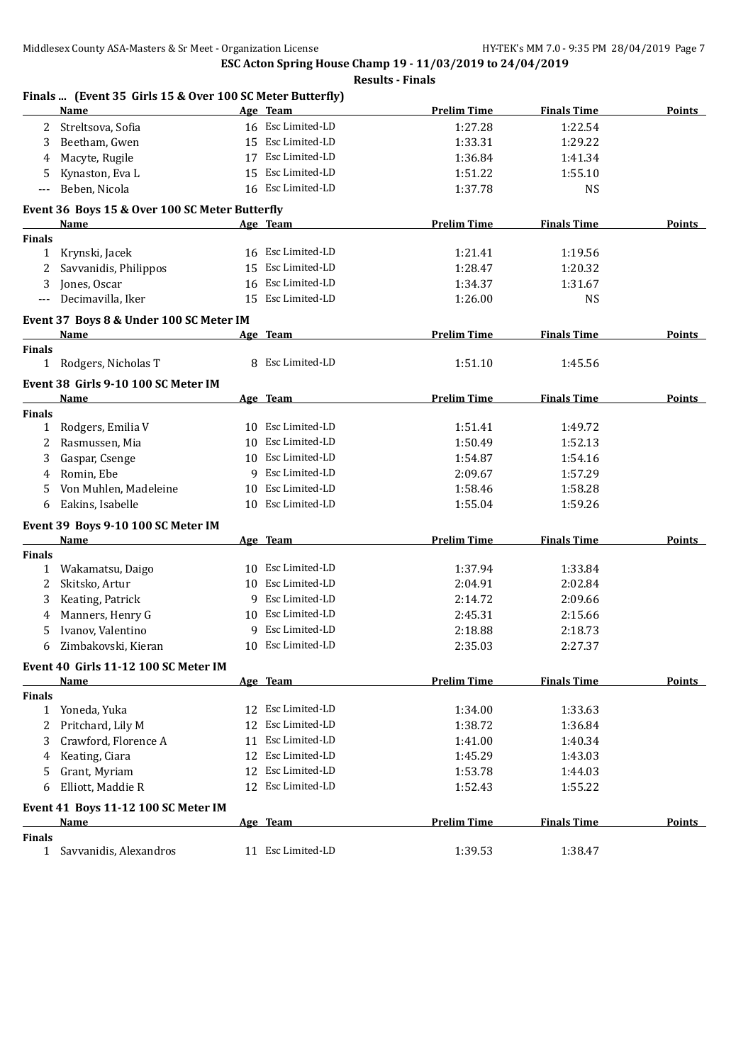**ESC Acton Spring House Champ 19 - 11/03/2019 to 24/04/2019**

**Results - Finals**

### Finals ... (Event 35 Girls 15 & Over 100 SC Meter Butterfly)

| | Name | Age | Team | Prelim Time | Finals Time | Points |
|---|---|---|---|---|---|---|
| 2 | Streltsova, Sofia | 16 | Esc Limited-LD | 1:27.28 | 1:22.54 | |
| 3 | Beetham, Gwen | 15 | Esc Limited-LD | 1:33.31 | 1:29.22 | |
| 4 | Macyte, Rugile | 17 | Esc Limited-LD | 1:36.84 | 1:41.34 | |
| 5 | Kynaston, Eva L | 15 | Esc Limited-LD | 1:51.22 | 1:55.10 | |
| --- | Beben, Nicola | 16 | Esc Limited-LD | 1:37.78 | NS | |

### Event 36 Boys 15 & Over 100 SC Meter Butterfly

| | Name | Age | Team | Prelim Time | Finals Time | Points |
|---|---|---|---|---|---|---|
| **Finals** | | | | | | |
| 1 | Krynski, Jacek | 16 | Esc Limited-LD | 1:21.41 | 1:19.56 | |
| 2 | Savvanidis, Philippos | 15 | Esc Limited-LD | 1:28.47 | 1:20.32 | |
| 3 | Jones, Oscar | 16 | Esc Limited-LD | 1:34.37 | 1:31.67 | |
| --- | Decimavilla, Iker | 15 | Esc Limited-LD | 1:26.00 | NS | |

### Event 37 Boys 8 & Under 100 SC Meter IM

| | Name | Age | Team | Prelim Time | Finals Time | Points |
|---|---|---|---|---|---|---|
| **Finals** | | | | | | |
| 1 | Rodgers, Nicholas T | 8 | Esc Limited-LD | 1:51.10 | 1:45.56 | |

### Event 38 Girls 9-10 100 SC Meter IM

| | Name | Age | Team | Prelim Time | Finals Time | Points |
|---|---|---|---|---|---|---|
| **Finals** | | | | | | |
| 1 | Rodgers, Emilia V | 10 | Esc Limited-LD | 1:51.41 | 1:49.72 | |
| 2 | Rasmussen, Mia | 10 | Esc Limited-LD | 1:50.49 | 1:52.13 | |
| 3 | Gaspar, Csenge | 10 | Esc Limited-LD | 1:54.87 | 1:54.16 | |
| 4 | Romin, Ebe | 9 | Esc Limited-LD | 2:09.67 | 1:57.29 | |
| 5 | Von Muhlen, Madeleine | 10 | Esc Limited-LD | 1:58.46 | 1:58.28 | |
| 6 | Eakins, Isabelle | 10 | Esc Limited-LD | 1:55.04 | 1:59.26 | |

### Event 39 Boys 9-10 100 SC Meter IM

| | Name | Age | Team | Prelim Time | Finals Time | Points |
|---|---|---|---|---|---|---|
| **Finals** | | | | | | |
| 1 | Wakamatsu, Daigo | 10 | Esc Limited-LD | 1:37.94 | 1:33.84 | |
| 2 | Skitsko, Artur | 10 | Esc Limited-LD | 2:04.91 | 2:02.84 | |
| 3 | Keating, Patrick | 9 | Esc Limited-LD | 2:14.72 | 2:09.66 | |
| 4 | Manners, Henry G | 10 | Esc Limited-LD | 2:45.31 | 2:15.66 | |
| 5 | Ivanov, Valentino | 9 | Esc Limited-LD | 2:18.88 | 2:18.73 | |
| 6 | Zimbakovski, Kieran | 10 | Esc Limited-LD | 2:35.03 | 2:27.37 | |

### Event 40 Girls 11-12 100 SC Meter IM

| | Name | Age | Team | Prelim Time | Finals Time | Points |
|---|---|---|---|---|---|---|
| **Finals** | | | | | | |
| 1 | Yoneda, Yuka | 12 | Esc Limited-LD | 1:34.00 | 1:33.63 | |
| 2 | Pritchard, Lily M | 12 | Esc Limited-LD | 1:38.72 | 1:36.84 | |
| 3 | Crawford, Florence A | 11 | Esc Limited-LD | 1:41.00 | 1:40.34 | |
| 4 | Keating, Ciara | 12 | Esc Limited-LD | 1:45.29 | 1:43.03 | |
| 5 | Grant, Myriam | 12 | Esc Limited-LD | 1:53.78 | 1:44.03 | |
| 6 | Elliott, Maddie R | 12 | Esc Limited-LD | 1:52.43 | 1:55.22 | |

### Event 41 Boys 11-12 100 SC Meter IM

| | Name | Age | Team | Prelim Time | Finals Time | Points |
|---|---|---|---|---|---|---|
| **Finals** | | | | | | |
| 1 | Savvanidis, Alexandros | 11 | Esc Limited-LD | 1:39.53 | 1:38.47 | |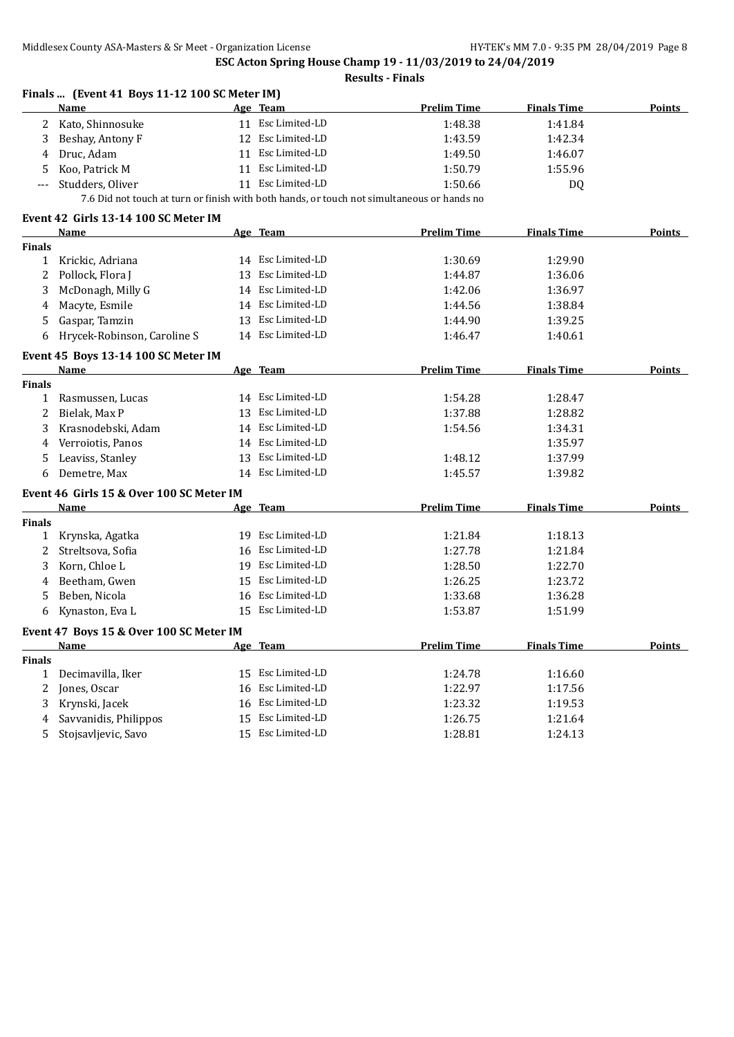**ESC Acton Spring House Champ 19 - 11/03/2019 to 24/04/2019**

**Results - Finals**

### Finals ... (Event 41 Boys 11-12 100 SC Meter IM)

| | Name | Age | Team | Prelim Time | Finals Time | Points |
|---|---|---|---|---|---|---|
| 2 | Kato, Shinnosuke | 11 | Esc Limited-LD | 1:48.38 | 1:41.84 | |
| 3 | Beshay, Antony F | 12 | Esc Limited-LD | 1:43.59 | 1:42.34 | |
| 4 | Druc, Adam | 11 | Esc Limited-LD | 1:49.50 | 1:46.07 | |
| 5 | Koo, Patrick M | 11 | Esc Limited-LD | 1:50.79 | 1:55.96 | |
| --- | Studders, Oliver | 11 | Esc Limited-LD | 1:50.66 | DQ | |

7.6 Did not touch at turn or finish with both hands, or touch not simultaneous or hands no

### Event 42 Girls 13-14 100 SC Meter IM

| | Name | Age | Team | Prelim Time | Finals Time | Points |
|---|---|---|---|---|---|---|
| **Finals** | | | | | | |
| 1 | Krickic, Adriana | 14 | Esc Limited-LD | 1:30.69 | 1:29.90 | |
| 2 | Pollock, Flora J | 13 | Esc Limited-LD | 1:44.87 | 1:36.06 | |
| 3 | McDonagh, Milly G | 14 | Esc Limited-LD | 1:42.06 | 1:36.97 | |
| 4 | Macyte, Esmile | 14 | Esc Limited-LD | 1:44.56 | 1:38.84 | |
| 5 | Gaspar, Tamzin | 13 | Esc Limited-LD | 1:44.90 | 1:39.25 | |
| 6 | Hrycek-Robinson, Caroline S | 14 | Esc Limited-LD | 1:46.47 | 1:40.61 | |

### Event 45 Boys 13-14 100 SC Meter IM

| | Name | Age | Team | Prelim Time | Finals Time | Points |
|---|---|---|---|---|---|---|
| **Finals** | | | | | | |
| 1 | Rasmussen, Lucas | 14 | Esc Limited-LD | 1:54.28 | 1:28.47 | |
| 2 | Bielak, Max P | 13 | Esc Limited-LD | 1:37.88 | 1:28.82 | |
| 3 | Krasnodebski, Adam | 14 | Esc Limited-LD | 1:54.56 | 1:34.31 | |
| 4 | Verroiotis, Panos | 14 | Esc Limited-LD | | 1:35.97 | |
| 5 | Leaviss, Stanley | 13 | Esc Limited-LD | 1:48.12 | 1:37.99 | |
| 6 | Demetre, Max | 14 | Esc Limited-LD | 1:45.57 | 1:39.82 | |

### Event 46 Girls 15 & Over 100 SC Meter IM

| | Name | Age | Team | Prelim Time | Finals Time | Points |
|---|---|---|---|---|---|---|
| **Finals** | | | | | | |
| 1 | Krynska, Agatka | 19 | Esc Limited-LD | 1:21.84 | 1:18.13 | |
| 2 | Streltsova, Sofia | 16 | Esc Limited-LD | 1:27.78 | 1:21.84 | |
| 3 | Korn, Chloe L | 19 | Esc Limited-LD | 1:28.50 | 1:22.70 | |
| 4 | Beetham, Gwen | 15 | Esc Limited-LD | 1:26.25 | 1:23.72 | |
| 5 | Beben, Nicola | 16 | Esc Limited-LD | 1:33.68 | 1:36.28 | |
| 6 | Kynaston, Eva L | 15 | Esc Limited-LD | 1:53.87 | 1:51.99 | |

### Event 47 Boys 15 & Over 100 SC Meter IM

| | Name | Age | Team | Prelim Time | Finals Time | Points |
|---|---|---|---|---|---|---|
| **Finals** | | | | | | |
| 1 | Decimavilla, Iker | 15 | Esc Limited-LD | 1:24.78 | 1:16.60 | |
| 2 | Jones, Oscar | 16 | Esc Limited-LD | 1:22.97 | 1:17.56 | |
| 3 | Krynski, Jacek | 16 | Esc Limited-LD | 1:23.32 | 1:19.53 | |
| 4 | Savvanidis, Philippos | 15 | Esc Limited-LD | 1:26.75 | 1:21.64 | |
| 5 | Stojsavljevic, Savo | 15 | Esc Limited-LD | 1:28.81 | 1:24.13 | |